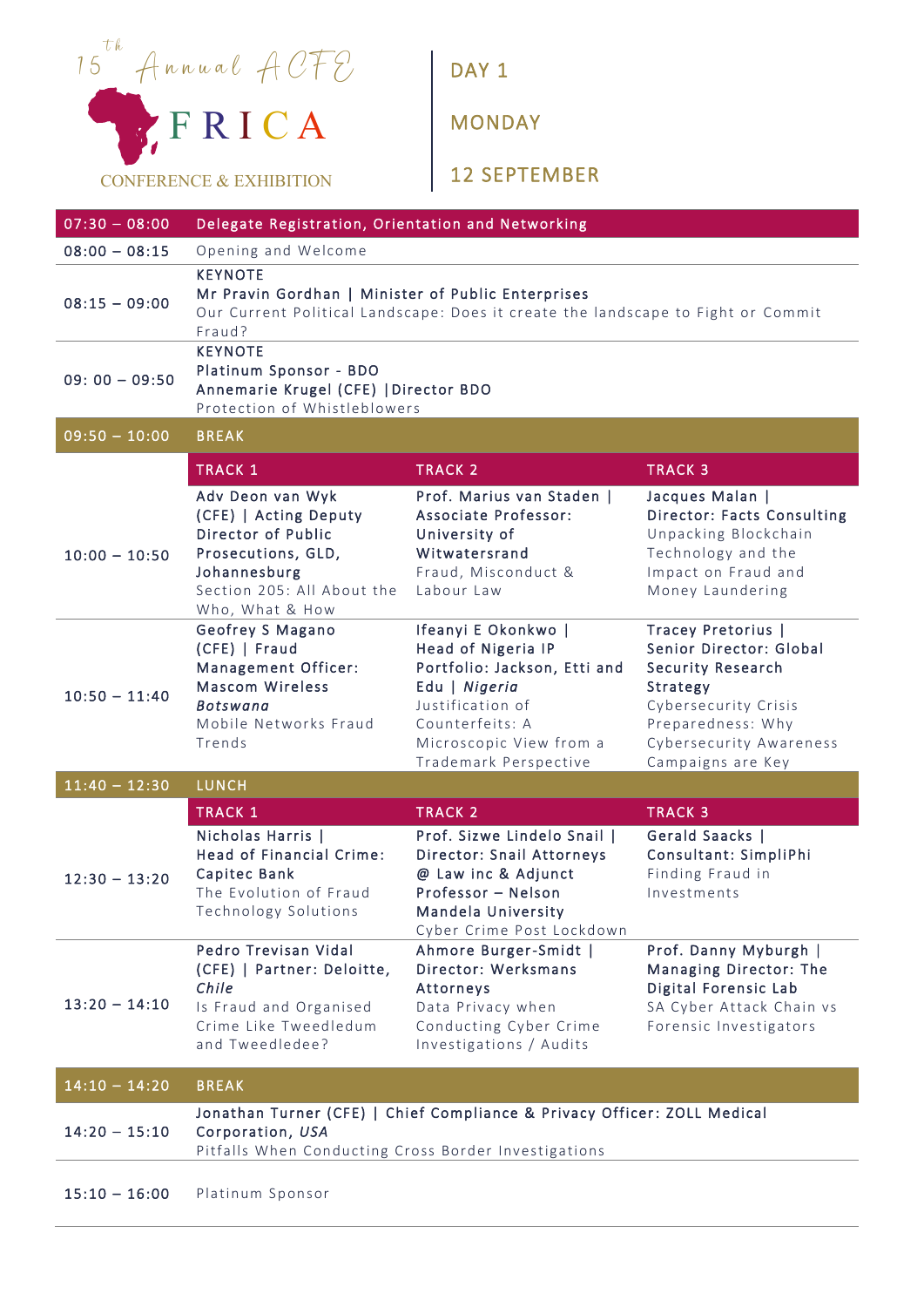# 15th Annual ACFE AFRICA

CONFERENCE & EXHIBITION

## DAY 1

## MONDAY

## 12 SEPTEMBER

| | | | |
|---|---|---|---|
| 07:30 – 08:00 | Delegate Registration, Orientation and Networking | | |
| 08:00 – 08:15 | Opening and Welcome | | |
| 08:15 – 09:00 | KEYNOTE<br>**Mr Pravin Gordhan \| Minister of Public Enterprises**<br>Our Current Political Landscape: Does it create the landscape to Fight or Commit Fraud? | | |
| 09: 00 – 09:50 | KEYNOTE<br>**Platinum Sponsor - BDO**<br>**Annemarie Krugel (CFE) \|Director BDO**<br>Protection of Whistleblowers | | |
| 09:50 – 10:00 | BREAK | | |
| | TRACK 1 | TRACK 2 | TRACK 3 |
| 10:00 – 10:50 | **Adv Deon van Wyk (CFE) \| Acting Deputy Director of Public Prosecutions, GLD, Johannesburg**<br>Section 205: All About the Who, What & How | **Prof. Marius van Staden \| Associate Professor: University of Witwatersrand**<br>Fraud, Misconduct & Labour Law | **Jacques Malan \| Director: Facts Consulting**<br>Unpacking Blockchain Technology and the Impact on Fraud and Money Laundering |
| 10:50 – 11:40 | **Geofrey S Magano (CFE) \| Fraud Management Officer: Mascom Wireless *Botswana***<br>Mobile Networks Fraud Trends | **Ifeanyi E Okonkwo \| Head of Nigeria IP Portfolio: Jackson, Etti and Edu \| *Nigeria***<br>Justification of Counterfeits: A Microscopic View from a Trademark Perspective | **Tracey Pretorius \| Senior Director: Global Security Research Strategy**<br>Cybersecurity Crisis Preparedness: Why Cybersecurity Awareness Campaigns are Key |
| 11:40 – 12:30 | LUNCH | | |
| | TRACK 1 | TRACK 2 | TRACK 3 |
| 12:30 – 13:20 | **Nicholas Harris \| Head of Financial Crime: Capitec Bank**<br>The Evolution of Fraud Technology Solutions | **Prof. Sizwe Lindelo Snail \| Director: Snail Attorneys @ Law inc & Adjunct Professor – Nelson Mandela University**<br>Cyber Crime Post Lockdown | **Gerald Saacks \| Consultant: SimpliPhi**<br>Finding Fraud in Investments |
| 13:20 – 14:10 | **Pedro Trevisan Vidal (CFE) \| Partner: Deloitte, *Chile***<br>Is Fraud and Organised Crime Like Tweedledum and Tweedledee? | **Ahmore Burger-Smidt \| Director: Werksmans Attorneys**<br>Data Privacy when Conducting Cyber Crime Investigations / Audits | **Prof. Danny Myburgh \| Managing Director: The Digital Forensic Lab**<br>SA Cyber Attack Chain vs Forensic Investigators |
| 14:10 – 14:20 | BREAK | | |
| 14:20 – 15:10 | **Jonathan Turner (CFE) \| Chief Compliance & Privacy Officer: ZOLL Medical Corporation, *USA***<br>Pitfalls When Conducting Cross Border Investigations | | |
| 15:10 – 16:00 | Platinum Sponsor | | |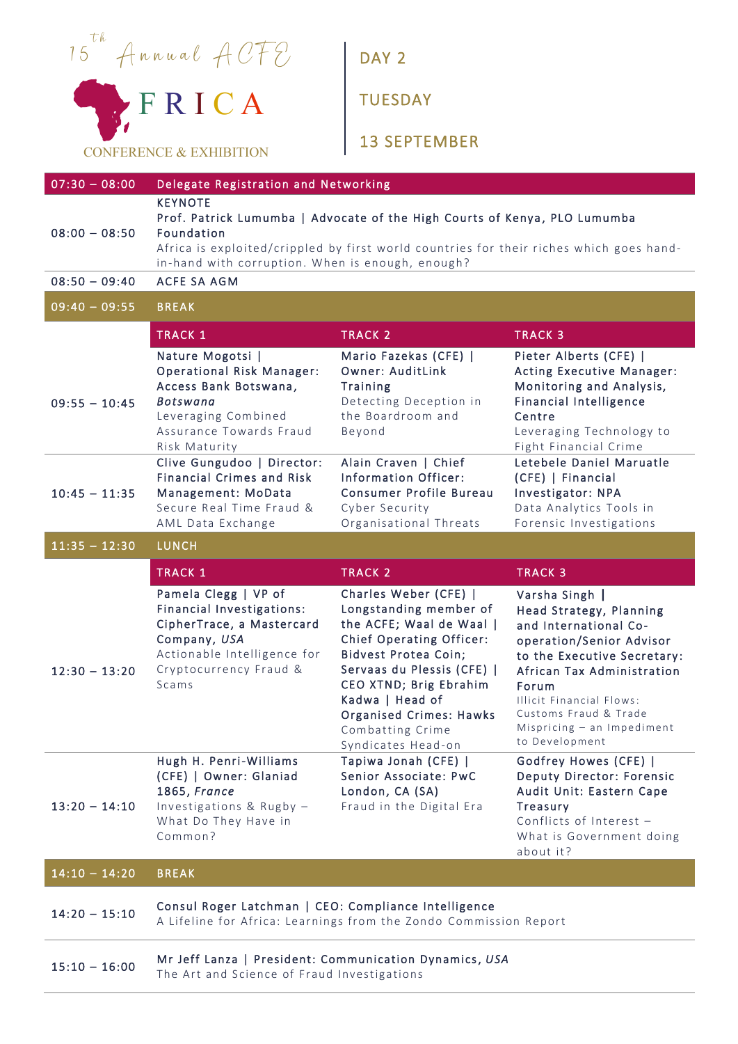# 15th Annual ACFE AFRICA CONFERENCE & EXHIBITION

## DAY 2

## TUESDAY

## 13 SEPTEMBER

| | | | |
|---|---|---|---|
| 07:30 – 08:00 | Delegate Registration and Networking | | |
| 08:00 – 08:50 | KEYNOTE<br>Prof. Patrick Lumumba \| Advocate of the High Courts of Kenya, PLO Lumumba Foundation<br>Africa is exploited/crippled by first world countries for their riches which goes hand-in-hand with corruption. When is enough, enough? | | |
| 08:50 – 09:40 | ACFE SA AGM | | |
| 09:40 – 09:55 | BREAK | | |
| | **TRACK 1** | **TRACK 2** | **TRACK 3** |
| 09:55 – 10:45 | Nature Mogotsi \| Operational Risk Manager: Access Bank Botswana, *Botswana*<br>Leveraging Combined Assurance Towards Fraud Risk Maturity | Mario Fazekas (CFE) \| Owner: AuditLink Training<br>Detecting Deception in the Boardroom and Beyond | Pieter Alberts (CFE) \| Acting Executive Manager: Monitoring and Analysis, Financial Intelligence Centre<br>Leveraging Technology to Fight Financial Crime |
| 10:45 – 11:35 | Clive Gungudoo \| Director: Financial Crimes and Risk Management: MoData<br>Secure Real Time Fraud & AML Data Exchange | Alain Craven \| Chief Information Officer: Consumer Profile Bureau<br>Cyber Security Organisational Threats | Letebele Daniel Maruatle (CFE) \| Financial Investigator: NPA<br>Data Analytics Tools in Forensic Investigations |
| 11:35 – 12:30 | LUNCH | | |
| | **TRACK 1** | **TRACK 2** | **TRACK 3** |
| 12:30 – 13:20 | Pamela Clegg \| VP of Financial Investigations: CipherTrace, a Mastercard Company, *USA*<br>Actionable Intelligence for Cryptocurrency Fraud & Scams | Charles Weber (CFE) \| Longstanding member of the ACFE; Waal de Waal \| Chief Operating Officer: Bidvest Protea Coin; Servaas du Plessis (CFE) \| CEO XTND; Brig Ebrahim Kadwa \| Head of Organised Crimes: Hawks<br>Combatting Crime Syndicates Head-on | Varsha Singh \| Head Strategy, Planning and International Co-operation/Senior Advisor to the Executive Secretary: African Tax Administration Forum<br>Illicit Financial Flows: Customs Fraud & Trade Mispricing – an Impediment to Development |
| 13:20 – 14:10 | Hugh H. Penri-Williams (CFE) \| Owner: Glaniad 1865, *France*<br>Investigations & Rugby – What Do They Have in Common? | Tapiwa Jonah (CFE) \| Senior Associate: PwC London, CA (SA)<br>Fraud in the Digital Era | Godfrey Howes (CFE) \| Deputy Director: Forensic Audit Unit: Eastern Cape Treasury<br>Conflicts of Interest – What is Government doing about it? |
| 14:10 – 14:20 | BREAK | | |
| 14:20 – 15:10 | Consul Roger Latchman \| CEO: Compliance Intelligence<br>A Lifeline for Africa: Learnings from the Zondo Commission Report | | |
| 15:10 – 16:00 | Mr Jeff Lanza \| President: Communication Dynamics, *USA*<br>The Art and Science of Fraud Investigations | | |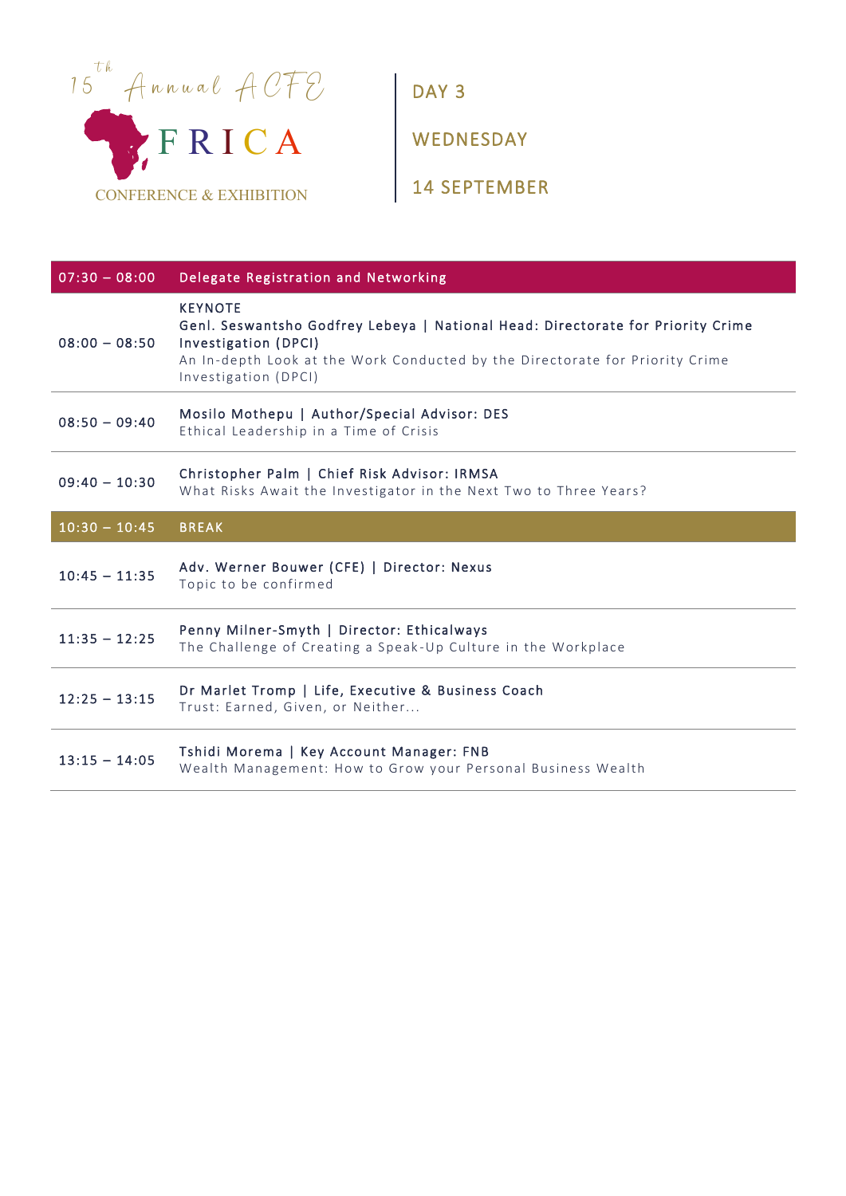15th Annual ACFE AFRICA CONFERENCE & EXHIBITION

# DAY 3

## WEDNESDAY

## 14 SEPTEMBER

| | |
|---|---|
| 07:30 – 08:00 | Delegate Registration and Networking |
| 08:00 – 08:50 | KEYNOTE<br>Genl. Seswantsho Godfrey Lebeya \| National Head: Directorate for Priority Crime Investigation (DPCI)<br>An In-depth Look at the Work Conducted by the Directorate for Priority Crime Investigation (DPCI) |
| 08:50 – 09:40 | Mosilo Mothepu \| Author/Special Advisor: DES<br>Ethical Leadership in a Time of Crisis |
| 09:40 – 10:30 | Christopher Palm \| Chief Risk Advisor: IRMSA<br>What Risks Await the Investigator in the Next Two to Three Years? |
| 10:30 – 10:45 | BREAK |
| 10:45 – 11:35 | Adv. Werner Bouwer (CFE) \| Director: Nexus<br>Topic to be confirmed |
| 11:35 – 12:25 | Penny Milner-Smyth \| Director: Ethicalways<br>The Challenge of Creating a Speak-Up Culture in the Workplace |
| 12:25 – 13:15 | Dr Marlet Tromp \| Life, Executive & Business Coach<br>Trust: Earned, Given, or Neither... |
| 13:15 – 14:05 | Tshidi Morema \| Key Account Manager: FNB<br>Wealth Management: How to Grow your Personal Business Wealth |